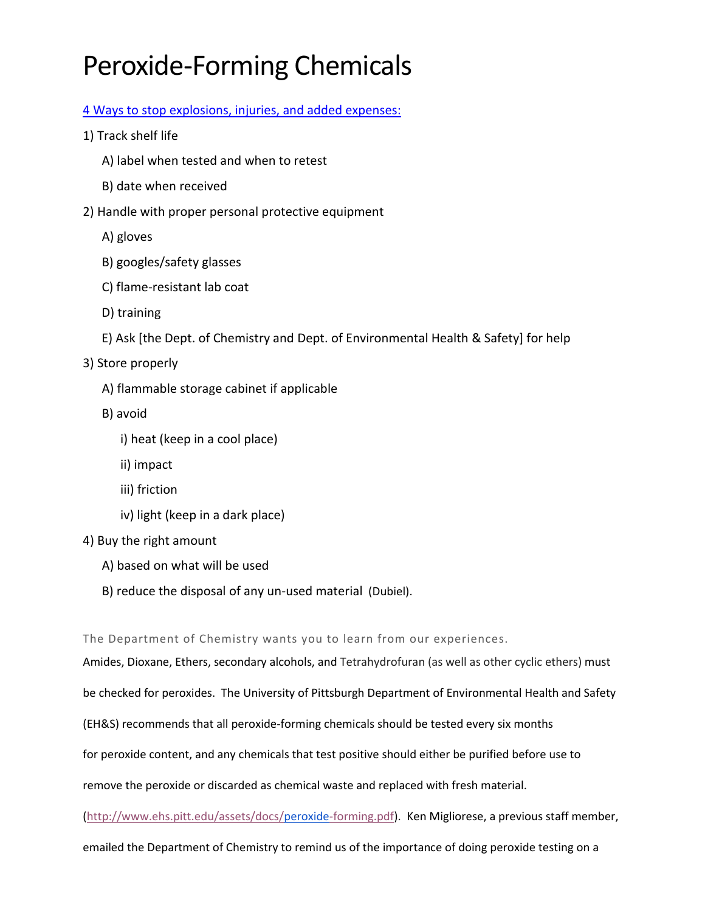# Peroxide-Forming Chemicals

4 Ways to stop explosions, injuries, and added expenses:

1) Track shelf life
   - A) label when tested and when to retest
   - B) date when received
2) Handle with proper personal protective equipment
   - A) gloves
   - B) googles/safety glasses
   - C) flame-resistant lab coat
   - D) training
   - E) Ask [the Dept. of Chemistry and Dept. of Environmental Health & Safety] for help
3) Store properly
   - A) flammable storage cabinet if applicable
   - B) avoid
     - i) heat (keep in a cool place)
     - ii) impact
     - iii) friction
     - iv) light (keep in a dark place)
4) Buy the right amount
   - A) based on what will be used
   - B) reduce the disposal of any un-used material (Dubiel).

The Department of Chemistry wants you to learn from our experiences.

Amides, Dioxane, Ethers, secondary alcohols, and Tetrahydrofuran (as well as other cyclic ethers) must be checked for peroxides. The University of Pittsburgh Department of Environmental Health and Safety (EH&S) recommends that all peroxide-forming chemicals should be tested every six months for peroxide content, and any chemicals that test positive should either be purified before use to remove the peroxide or discarded as chemical waste and replaced with fresh material. (http://www.ehs.pitt.edu/assets/docs/peroxide-forming.pdf). Ken Migliorese, a previous staff member, emailed the Department of Chemistry to remind us of the importance of doing peroxide testing on a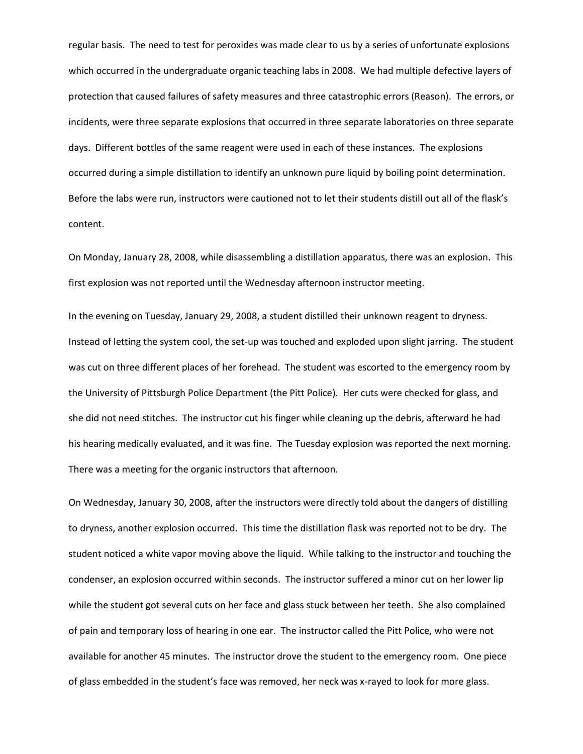regular basis. The need to test for peroxides was made clear to us by a series of unfortunate explosions which occurred in the undergraduate organic teaching labs in 2008. We had multiple defective layers of protection that caused failures of safety measures and three catastrophic errors (Reason). The errors, or incidents, were three separate explosions that occurred in three separate laboratories on three separate days. Different bottles of the same reagent were used in each of these instances. The explosions occurred during a simple distillation to identify an unknown pure liquid by boiling point determination. Before the labs were run, instructors were cautioned not to let their students distill out all of the flask's content.

On Monday, January 28, 2008, while disassembling a distillation apparatus, there was an explosion. This first explosion was not reported until the Wednesday afternoon instructor meeting.

In the evening on Tuesday, January 29, 2008, a student distilled their unknown reagent to dryness. Instead of letting the system cool, the set-up was touched and exploded upon slight jarring. The student was cut on three different places of her forehead. The student was escorted to the emergency room by the University of Pittsburgh Police Department (the Pitt Police). Her cuts were checked for glass, and she did not need stitches. The instructor cut his finger while cleaning up the debris, afterward he had his hearing medically evaluated, and it was fine. The Tuesday explosion was reported the next morning. There was a meeting for the organic instructors that afternoon.

On Wednesday, January 30, 2008, after the instructors were directly told about the dangers of distilling to dryness, another explosion occurred. This time the distillation flask was reported not to be dry. The student noticed a white vapor moving above the liquid. While talking to the instructor and touching the condenser, an explosion occurred within seconds. The instructor suffered a minor cut on her lower lip while the student got several cuts on her face and glass stuck between her teeth. She also complained of pain and temporary loss of hearing in one ear. The instructor called the Pitt Police, who were not available for another 45 minutes. The instructor drove the student to the emergency room. One piece of glass embedded in the student's face was removed, her neck was x-rayed to look for more glass.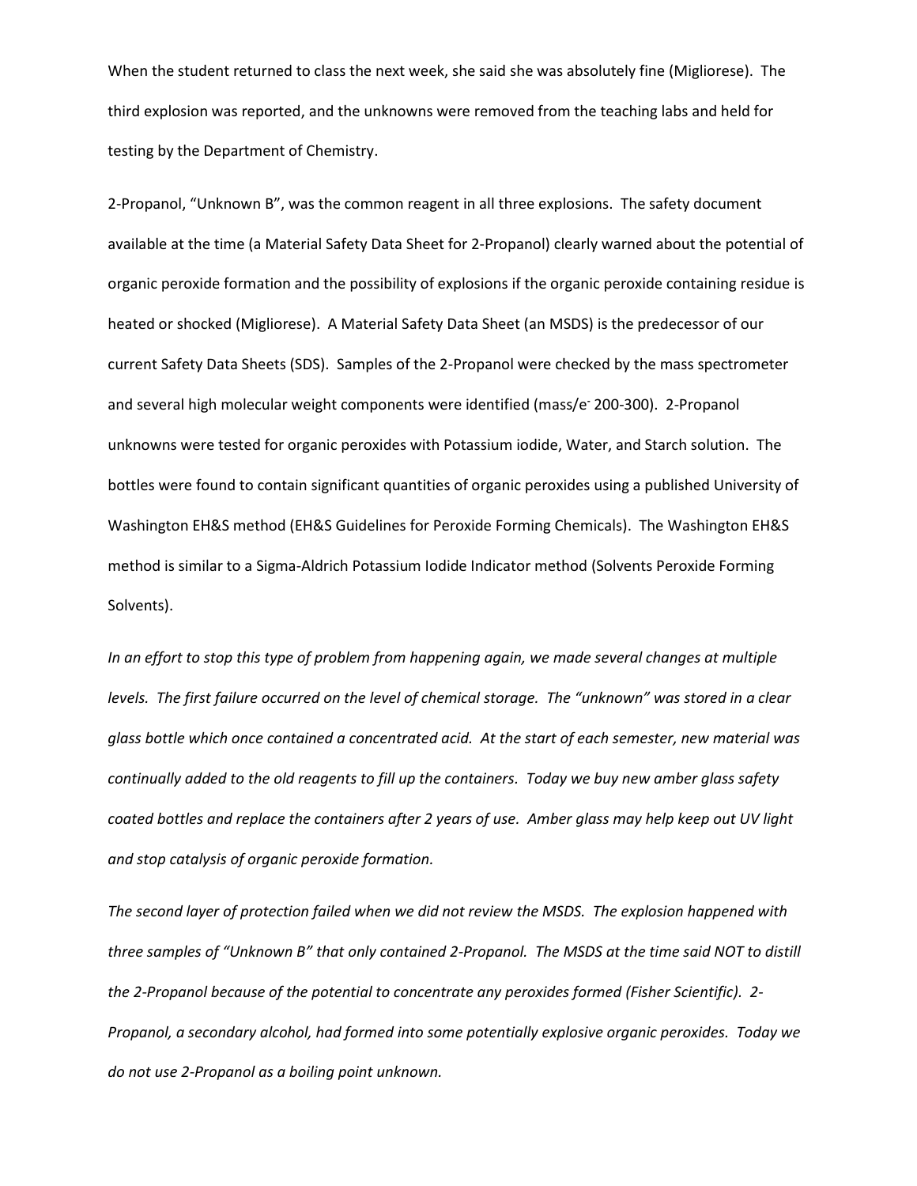When the student returned to class the next week, she said she was absolutely fine (Migliorese). The third explosion was reported, and the unknowns were removed from the teaching labs and held for testing by the Department of Chemistry.

2-Propanol, "Unknown B", was the common reagent in all three explosions. The safety document available at the time (a Material Safety Data Sheet for 2-Propanol) clearly warned about the potential of organic peroxide formation and the possibility of explosions if the organic peroxide containing residue is heated or shocked (Migliorese). A Material Safety Data Sheet (an MSDS) is the predecessor of our current Safety Data Sheets (SDS). Samples of the 2-Propanol were checked by the mass spectrometer and several high molecular weight components were identified (mass/$e^-$ 200-300). 2-Propanol unknowns were tested for organic peroxides with Potassium iodide, Water, and Starch solution. The bottles were found to contain significant quantities of organic peroxides using a published University of Washington EH&S method (EH&S Guidelines for Peroxide Forming Chemicals). The Washington EH&S method is similar to a Sigma-Aldrich Potassium Iodide Indicator method (Solvents Peroxide Forming Solvents).

*In an effort to stop this type of problem from happening again, we made several changes at multiple levels. The first failure occurred on the level of chemical storage. The "unknown" was stored in a clear glass bottle which once contained a concentrated acid. At the start of each semester, new material was continually added to the old reagents to fill up the containers. Today we buy new amber glass safety coated bottles and replace the containers after 2 years of use. Amber glass may help keep out UV light and stop catalysis of organic peroxide formation.*

*The second layer of protection failed when we did not review the MSDS. The explosion happened with three samples of "Unknown B" that only contained 2-Propanol. The MSDS at the time said NOT to distill the 2-Propanol because of the potential to concentrate any peroxides formed (Fisher Scientific). 2-Propanol, a secondary alcohol, had formed into some potentially explosive organic peroxides. Today we do not use 2-Propanol as a boiling point unknown.*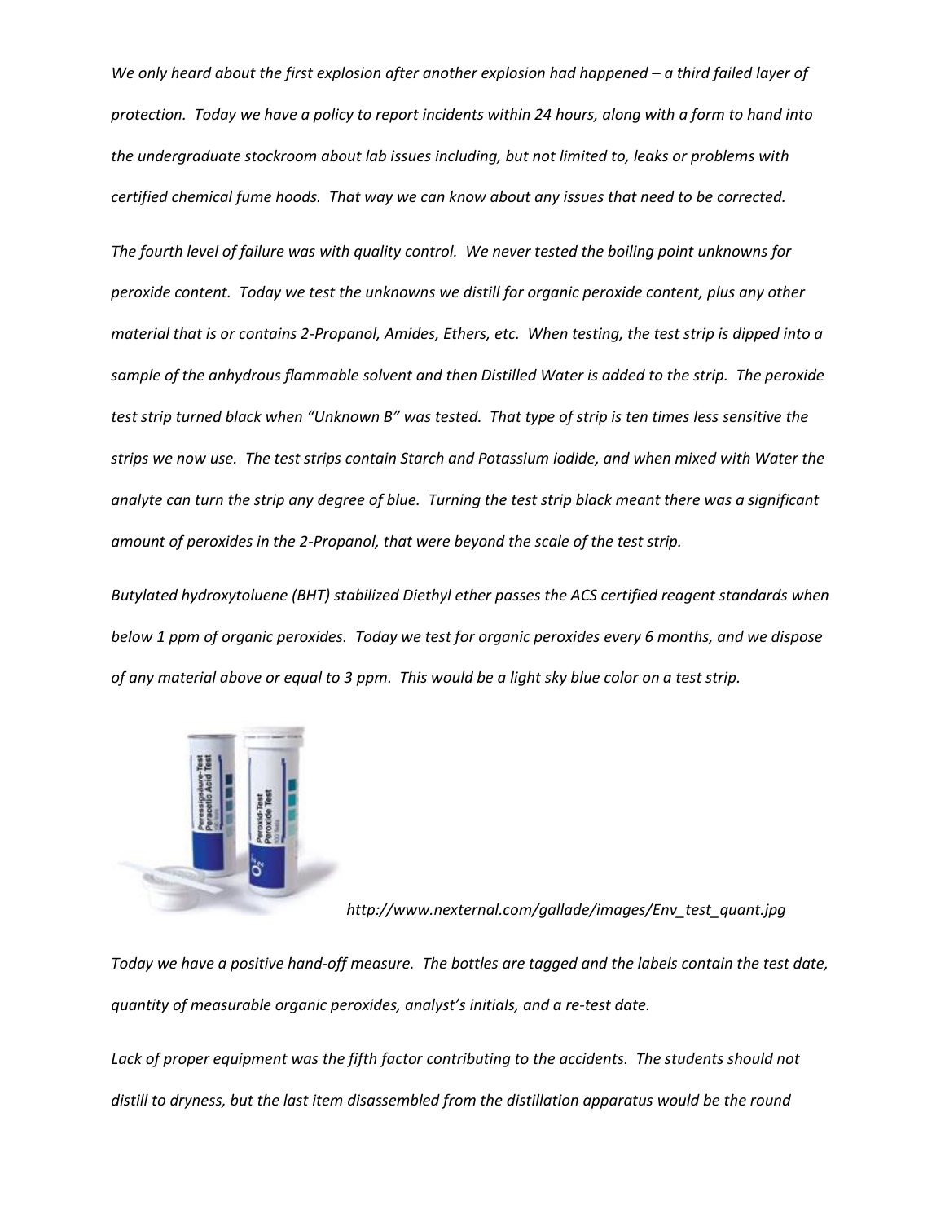*We only heard about the first explosion after another explosion had happened – a third failed layer of protection. Today we have a policy to report incidents within 24 hours, along with a form to hand into the undergraduate stockroom about lab issues including, but not limited to, leaks or problems with certified chemical fume hoods. That way we can know about any issues that need to be corrected.*

*The fourth level of failure was with quality control. We never tested the boiling point unknowns for peroxide content. Today we test the unknowns we distill for organic peroxide content, plus any other material that is or contains 2-Propanol, Amides, Ethers, etc. When testing, the test strip is dipped into a sample of the anhydrous flammable solvent and then Distilled Water is added to the strip. The peroxide test strip turned black when "Unknown B" was tested. That type of strip is ten times less sensitive the strips we now use. The test strips contain Starch and Potassium iodide, and when mixed with Water the analyte can turn the strip any degree of blue. Turning the test strip black meant there was a significant amount of peroxides in the 2-Propanol, that were beyond the scale of the test strip.*

*Butylated hydroxytoluene (BHT) stabilized Diethyl ether passes the ACS certified reagent standards when below 1 ppm of organic peroxides. Today we test for organic peroxides every 6 months, and we dispose of any material above or equal to 3 ppm. This would be a light sky blue color on a test strip.*

*http://www.nexternal.com/gallade/images/Env_test_quant.jpg*

*Today we have a positive hand-off measure. The bottles are tagged and the labels contain the test date, quantity of measurable organic peroxides, analyst's initials, and a re-test date.*

*Lack of proper equipment was the fifth factor contributing to the accidents. The students should not distill to dryness, but the last item disassembled from the distillation apparatus would be the round*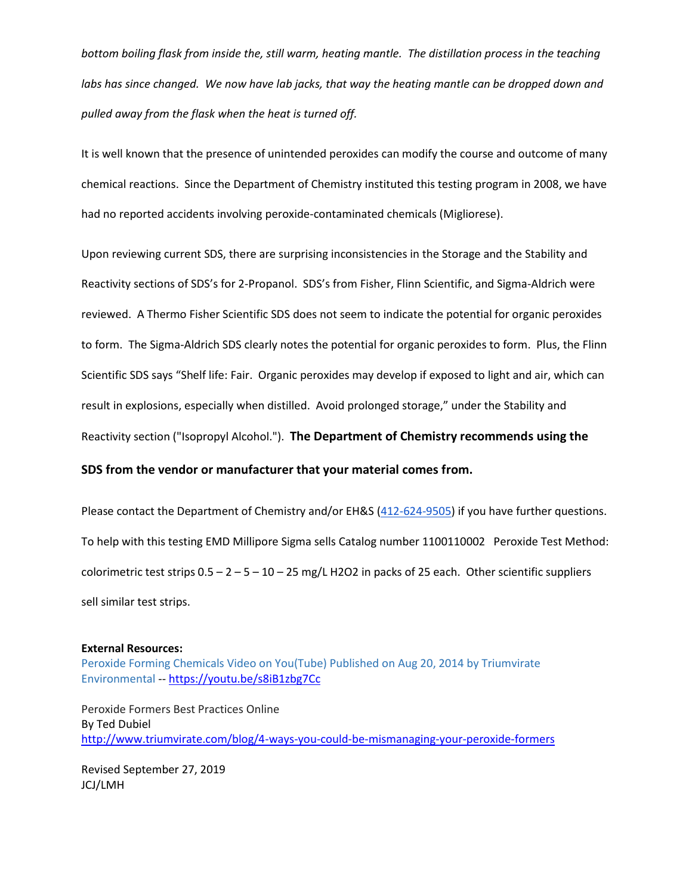*bottom boiling flask from inside the, still warm, heating mantle. The distillation process in the teaching labs has since changed. We now have lab jacks, that way the heating mantle can be dropped down and pulled away from the flask when the heat is turned off.*

It is well known that the presence of unintended peroxides can modify the course and outcome of many chemical reactions. Since the Department of Chemistry instituted this testing program in 2008, we have had no reported accidents involving peroxide-contaminated chemicals (Migliorese).

Upon reviewing current SDS, there are surprising inconsistencies in the Storage and the Stability and Reactivity sections of SDS's for 2-Propanol. SDS's from Fisher, Flinn Scientific, and Sigma-Aldrich were reviewed. A Thermo Fisher Scientific SDS does not seem to indicate the potential for organic peroxides to form. The Sigma-Aldrich SDS clearly notes the potential for organic peroxides to form. Plus, the Flinn Scientific SDS says "Shelf life: Fair. Organic peroxides may develop if exposed to light and air, which can result in explosions, especially when distilled. Avoid prolonged storage," under the Stability and Reactivity section ("Isopropyl Alcohol."). **The Department of Chemistry recommends using the SDS from the vendor or manufacturer that your material comes from.**

Please contact the Department of Chemistry and/or EH&S ([412-624-9505]) if you have further questions. To help with this testing EMD Millipore Sigma sells Catalog number 1100110002 Peroxide Test Method: colorimetric test strips 0.5 – 2 – 5 – 10 – 25 mg/L $H_2O_2$ in packs of 25 each. Other scientific suppliers sell similar test strips.

**External Resources:**
Peroxide Forming Chemicals Video on You(Tube) Published on Aug 20, 2014 by Triumvirate Environmental -- https://youtu.be/s8iB1zbg7Cc

Peroxide Formers Best Practices Online
By Ted Dubiel
http://www.triumvirate.com/blog/4-ways-you-could-be-mismanaging-your-peroxide-formers

Revised September 27, 2019
JCJ/LMH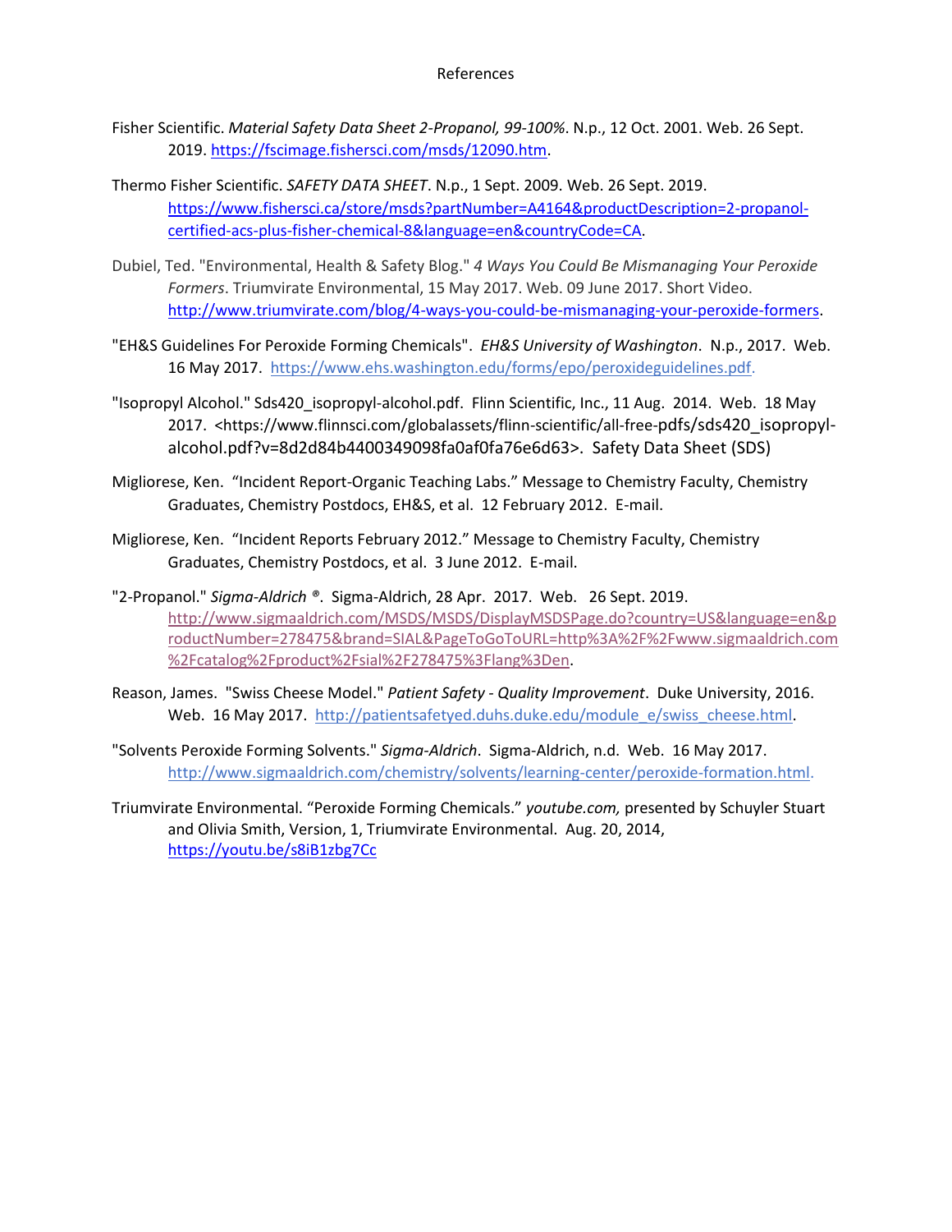# References

Fisher Scientific. *Material Safety Data Sheet 2-Propanol, 99-100%*. N.p., 12 Oct. 2001. Web. 26 Sept. 2019. https://fscimage.fishersci.com/msds/12090.htm.

Thermo Fisher Scientific. *SAFETY DATA SHEET*. N.p., 1 Sept. 2009. Web. 26 Sept. 2019. https://www.fishersci.ca/store/msds?partNumber=A4164&productDescription=2-propanol-certified-acs-plus-fisher-chemical-8&language=en&countryCode=CA.

Dubiel, Ted. "Environmental, Health & Safety Blog." *4 Ways You Could Be Mismanaging Your Peroxide Formers*. Triumvirate Environmental, 15 May 2017. Web. 09 June 2017. Short Video. http://www.triumvirate.com/blog/4-ways-you-could-be-mismanaging-your-peroxide-formers.

"EH&S Guidelines For Peroxide Forming Chemicals". *EH&S University of Washington*. N.p., 2017. Web. 16 May 2017. https://www.ehs.washington.edu/forms/epo/peroxideguidelines.pdf.

"Isopropyl Alcohol." Sds420_isopropyl-alcohol.pdf. Flinn Scientific, Inc., 11 Aug. 2014. Web. 18 May 2017. <https://www.flinnsci.com/globalassets/flinn-scientific/all-free-pdfs/sds420_isopropyl-alcohol.pdf?v=8d2d84b4400349098fa0af0fa76e6d63>. Safety Data Sheet (SDS)

Migliorese, Ken. "Incident Report-Organic Teaching Labs." Message to Chemistry Faculty, Chemistry Graduates, Chemistry Postdocs, EH&S, et al. 12 February 2012. E-mail.

Migliorese, Ken. "Incident Reports February 2012." Message to Chemistry Faculty, Chemistry Graduates, Chemistry Postdocs, et al. 3 June 2012. E-mail.

"2-Propanol." *Sigma-Aldrich ®*. Sigma-Aldrich, 28 Apr. 2017. Web. 26 Sept. 2019. http://www.sigmaaldrich.com/MSDS/MSDS/DisplayMSDSPage.do?country=US&language=en&productNumber=278475&brand=SIAL&PageToGoToURL=http%3A%2F%2Fwww.sigmaaldrich.com%2Fcatalog%2Fproduct%2Fsial%2F278475%3Flang%3Den.

Reason, James. "Swiss Cheese Model." *Patient Safety - Quality Improvement*. Duke University, 2016. Web. 16 May 2017. http://patientsafetyed.duhs.duke.edu/module_e/swiss_cheese.html.

"Solvents Peroxide Forming Solvents." *Sigma-Aldrich*. Sigma-Aldrich, n.d. Web. 16 May 2017. http://www.sigmaaldrich.com/chemistry/solvents/learning-center/peroxide-formation.html.

Triumvirate Environmental. "Peroxide Forming Chemicals." *youtube.com,* presented by Schuyler Stuart and Olivia Smith, Version, 1, Triumvirate Environmental. Aug. 20, 2014, https://youtu.be/s8iB1zbg7Cc